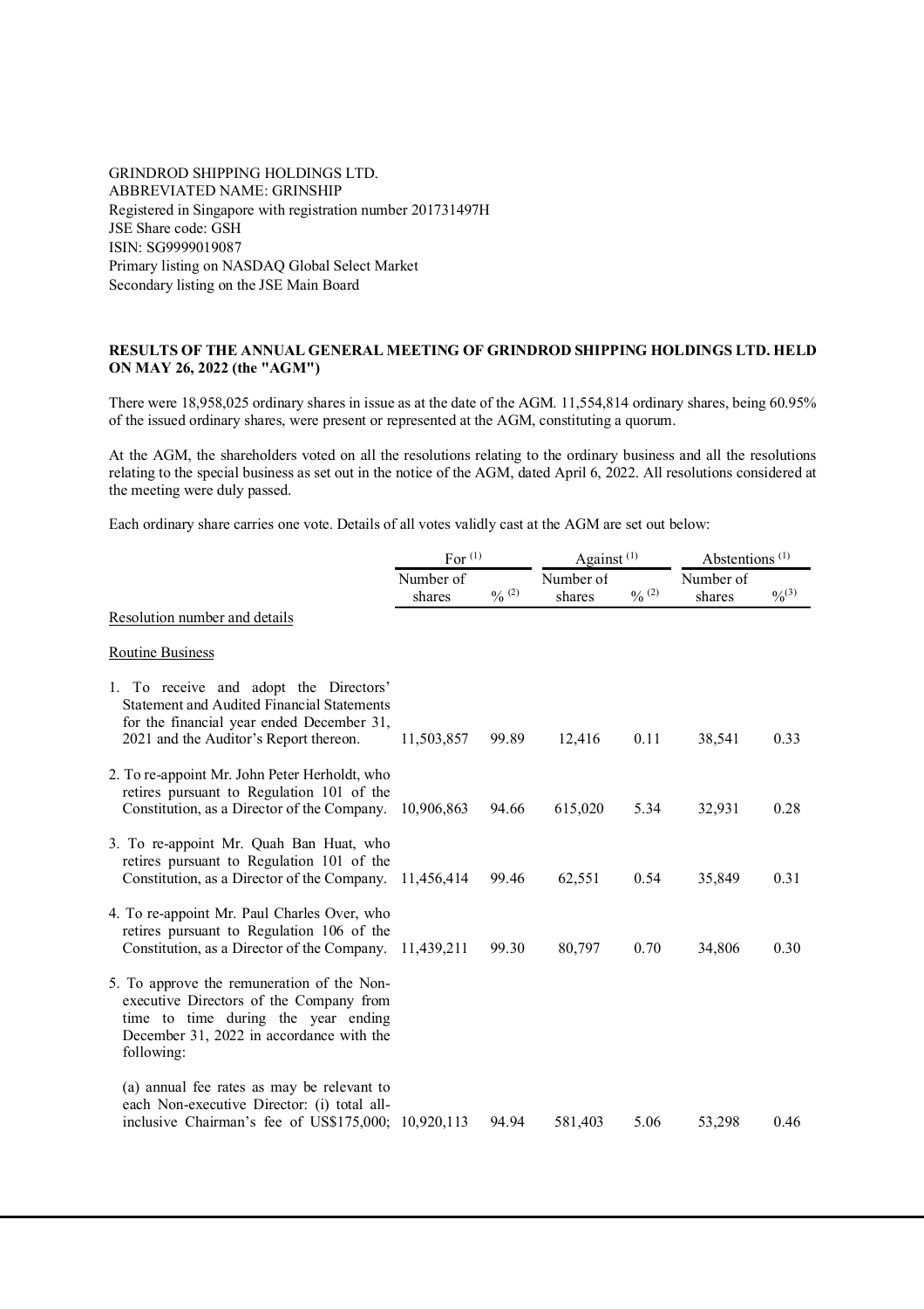GRINDROD SHIPPING HOLDINGS LTD.
ABBREVIATED NAME: GRINSHIP
Registered in Singapore with registration number 201731497H
JSE Share code: GSH
ISIN: SG9999019087
Primary listing on NASDAQ Global Select Market
Secondary listing on the JSE Main Board

**RESULTS OF THE ANNUAL GENERAL MEETING OF GRINDROD SHIPPING HOLDINGS LTD. HELD ON MAY 26, 2022 (the "AGM")**

There were 18,958,025 ordinary shares in issue as at the date of the AGM. 11,554,814 ordinary shares, being 60.95% of the issued ordinary shares, were present or represented at the AGM, constituting a quorum.

At the AGM, the shareholders voted on all the resolutions relating to the ordinary business and all the resolutions relating to the special business as set out in the notice of the AGM, dated April 6, 2022. All resolutions considered at the meeting were duly passed.

Each ordinary share carries one vote. Details of all votes validly cast at the AGM are set out below:

| | For [(1)] | | Against [(1)] | | Abstentions [(1)] | |
|---|---|---|---|---|---|---|
| Resolution number and details | Number of shares | % [(2)] | Number of shares | % [(2)] | Number of shares | % [(3)] |
| Routine Business | | | | | | |
| 1. To receive and adopt the Directors' Statement and Audited Financial Statements for the financial year ended December 31, 2021 and the Auditor's Report thereon. | 11,503,857 | 99.89 | 12,416 | 0.11 | 38,541 | 0.33 |
| 2. To re-appoint Mr. John Peter Herholdt, who retires pursuant to Regulation 101 of the Constitution, as a Director of the Company. | 10,906,863 | 94.66 | 615,020 | 5.34 | 32,931 | 0.28 |
| 3. To re-appoint Mr. Quah Ban Huat, who retires pursuant to Regulation 101 of the Constitution, as a Director of the Company. | 11,456,414 | 99.46 | 62,551 | 0.54 | 35,849 | 0.31 |
| 4. To re-appoint Mr. Paul Charles Over, who retires pursuant to Regulation 106 of the Constitution, as a Director of the Company. | 11,439,211 | 99.30 | 80,797 | 0.70 | 34,806 | 0.30 |
| 5. To approve the remuneration of the Non-executive Directors of the Company from time to time during the year ending December 31, 2022 in accordance with the following: | | | | | | |
| (a) annual fee rates as may be relevant to each Non-executive Director: (i) total all-inclusive Chairman's fee of US$175,000; | 10,920,113 | 94.94 | 581,403 | 5.06 | 53,298 | 0.46 |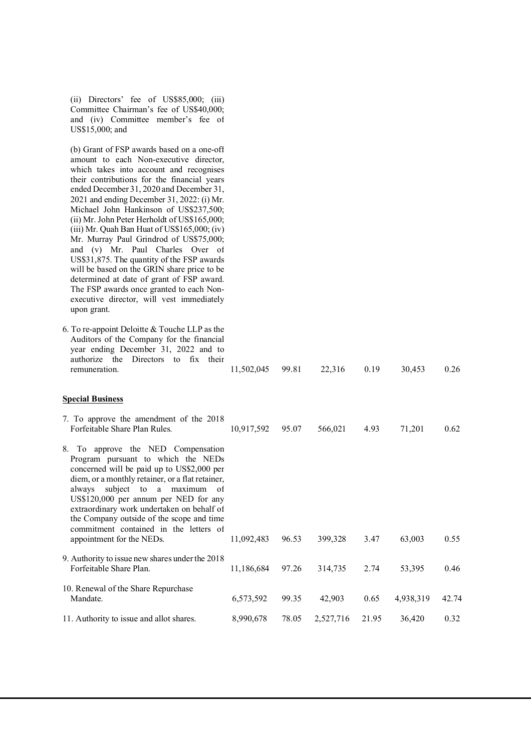| Resolution | For (No. of shares) | For (%) | Against (No. of shares) | Against (%) | Abstain (No. of shares) | Abstain (%) |
|---|---|---|---|---|---|---|
| (ii) Directors' fee of US$85,000; (iii) Committee Chairman's fee of US$40,000; and (iv) Committee member's fee of US$15,000; and<br><br>(b) Grant of FSP awards based on a one-off amount to each Non-executive director, which takes into account and recognises their contributions for the financial years ended December 31, 2020 and December 31, 2021 and ending December 31, 2022: (i) Mr. Michael John Hankinson of US$237,500; (ii) Mr. John Peter Herholdt of US$165,000; (iii) Mr. Quah Ban Huat of US$165,000; (iv) Mr. Murray Paul Grindrod of US$75,000; and (v) Mr. Paul Charles Over of US$31,875. The quantity of the FSP awards will be based on the GRIN share price to be determined at date of grant of FSP award. The FSP awards once granted to each Non-executive director, will vest immediately upon grant. | | | | | | |
| 6. To re-appoint Deloitte & Touche LLP as the Auditors of the Company for the financial year ending December 31, 2022 and to authorize the Directors to fix their remuneration. | 11,502,045 | 99.81 | 22,316 | 0.19 | 30,453 | 0.26 |
| **Special Business** | | | | | | |
| 7. To approve the amendment of the 2018 Forfeitable Share Plan Rules. | 10,917,592 | 95.07 | 566,021 | 4.93 | 71,201 | 0.62 |
| 8. To approve the NED Compensation Program pursuant to which the NEDs concerned will be paid up to US$2,000 per diem, or a monthly retainer, or a flat retainer, always subject to a maximum of US$120,000 per annum per NED for any extraordinary work undertaken on behalf of the Company outside of the scope and time commitment contained in the letters of appointment for the NEDs. | 11,092,483 | 96.53 | 399,328 | 3.47 | 63,003 | 0.55 |
| 9. Authority to issue new shares under the 2018 Forfeitable Share Plan. | 11,186,684 | 97.26 | 314,735 | 2.74 | 53,395 | 0.46 |
| 10. Renewal of the Share Repurchase Mandate. | 6,573,592 | 99.35 | 42,903 | 0.65 | 4,938,319 | 42.74 |
| 11. Authority to issue and allot shares. | 8,990,678 | 78.05 | 2,527,716 | 21.95 | 36,420 | 0.32 |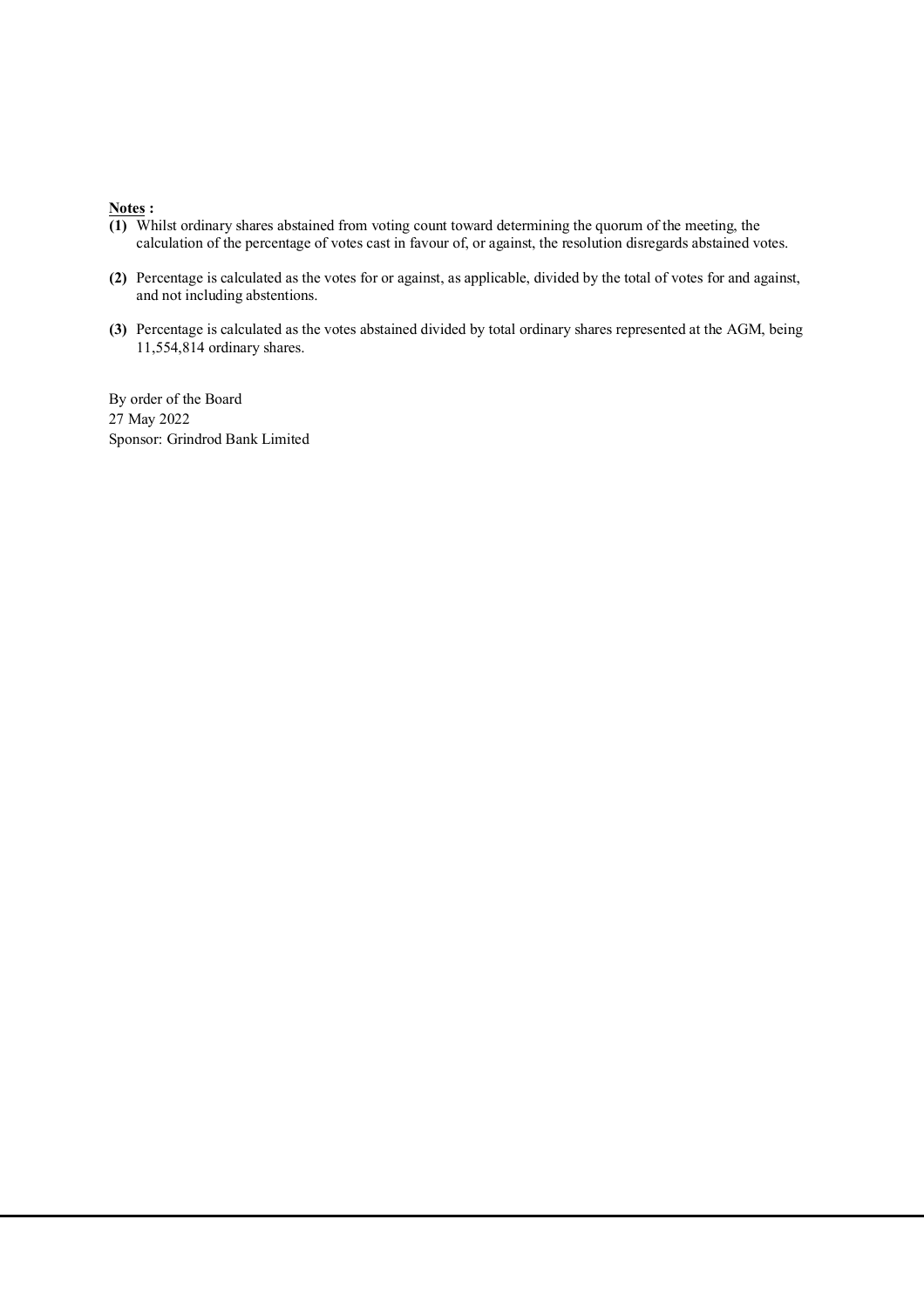**Notes :**

**(1)** Whilst ordinary shares abstained from voting count toward determining the quorum of the meeting, the calculation of the percentage of votes cast in favour of, or against, the resolution disregards abstained votes.

**(2)** Percentage is calculated as the votes for or against, as applicable, divided by the total of votes for and against, and not including abstentions.

**(3)** Percentage is calculated as the votes abstained divided by total ordinary shares represented at the AGM, being 11,554,814 ordinary shares.

By order of the Board
27 May 2022
Sponsor: Grindrod Bank Limited